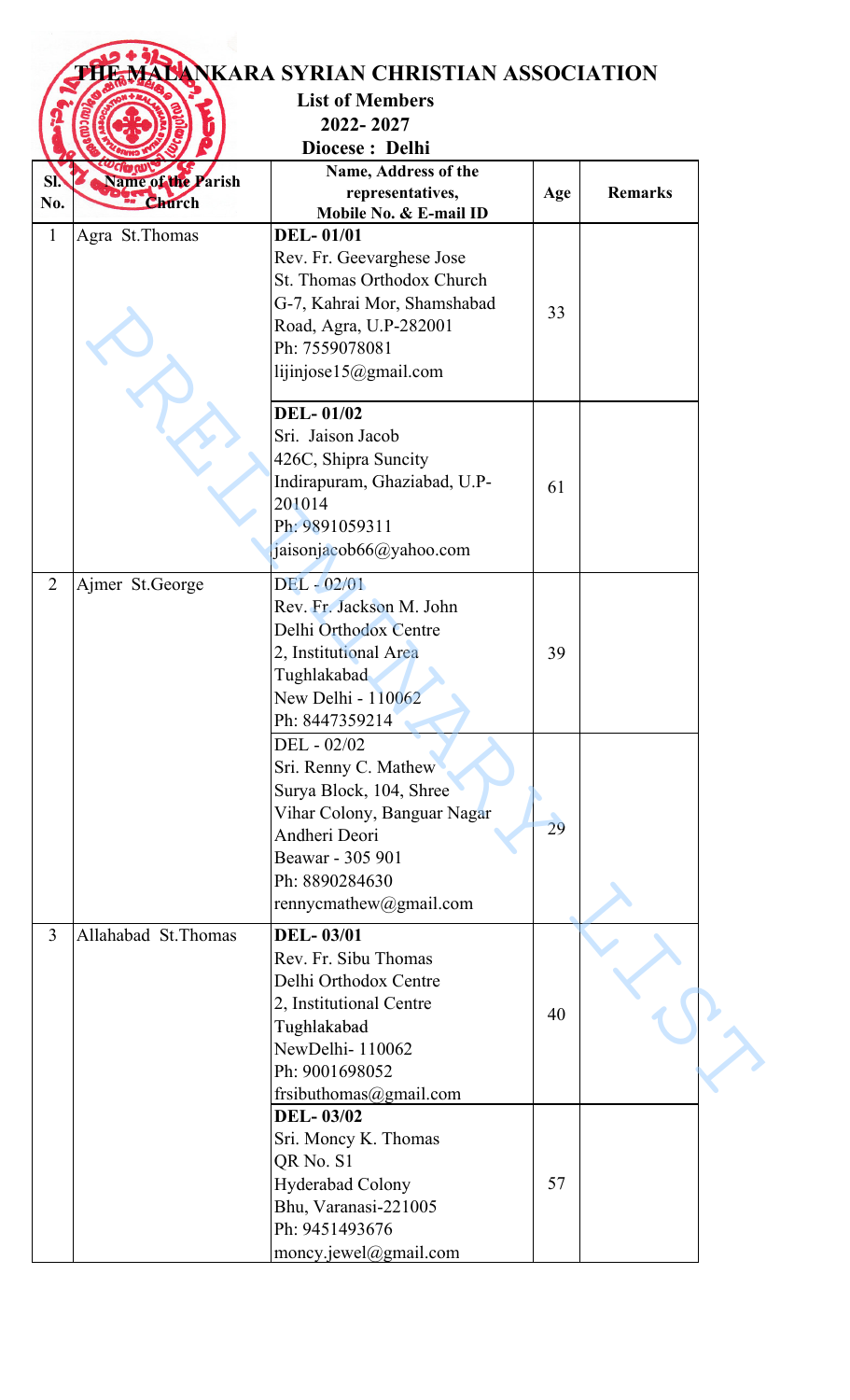# THE MALANKARA SYRIAN CHRISTIAN ASSOCIATION

**List of Members**

**2022- 2027**

**Diocese : Delhi**

| Sl. No. | Name of the Parish Church | Name, Address of the representatives, Mobile No. & E-mail ID | Age | Remarks |
|---|---|---|---|---|
| 1 | Agra St.Thomas | **DEL- 01/01**<br>Rev. Fr. Geevarghese Jose<br>St. Thomas Orthodox Church<br>G-7, Kahrai Mor, Shamshabad Road, Agra, U.P-282001<br>Ph: 7559078081<br>lijinjose15@gmail.com | 33 | |
| | | **DEL- 01/02**<br>Sri. Jaison Jacob<br>426C, Shipra Suncity<br>Indirapuram, Ghaziabad, U.P-201014<br>Ph: 9891059311<br>jaisonjacob66@yahoo.com | 61 | |
| 2 | Ajmer St.George | DEL - 02/01<br>Rev. Fr. Jackson M. John<br>Delhi Orthodox Centre<br>2, Institutional Area<br>Tughlakabad<br>New Delhi - 110062<br>Ph: 8447359214 | 39 | |
| | | DEL - 02/02<br>Sri. Renny C. Mathew<br>Surya Block, 104, Shree Vihar Colony, Banguar Nagar<br>Andheri Deori<br>Beawar - 305 901<br>Ph: 8890284630<br>rennycmathew@gmail.com | 29 | |
| 3 | Allahabad St.Thomas | **DEL- 03/01**<br>Rev. Fr. Sibu Thomas<br>Delhi Orthodox Centre<br>2, Institutional Centre<br>Tughlakabad<br>NewDelhi- 110062<br>Ph: 9001698052<br>frsibuthomas@gmail.com | 40 | |
| | | **DEL- 03/02**<br>Sri. Moncy K. Thomas<br>QR No. S1<br>Hyderabad Colony<br>Bhu, Varanasi-221005<br>Ph: 9451493676<br>moncy.jewel@gmail.com | 57 | |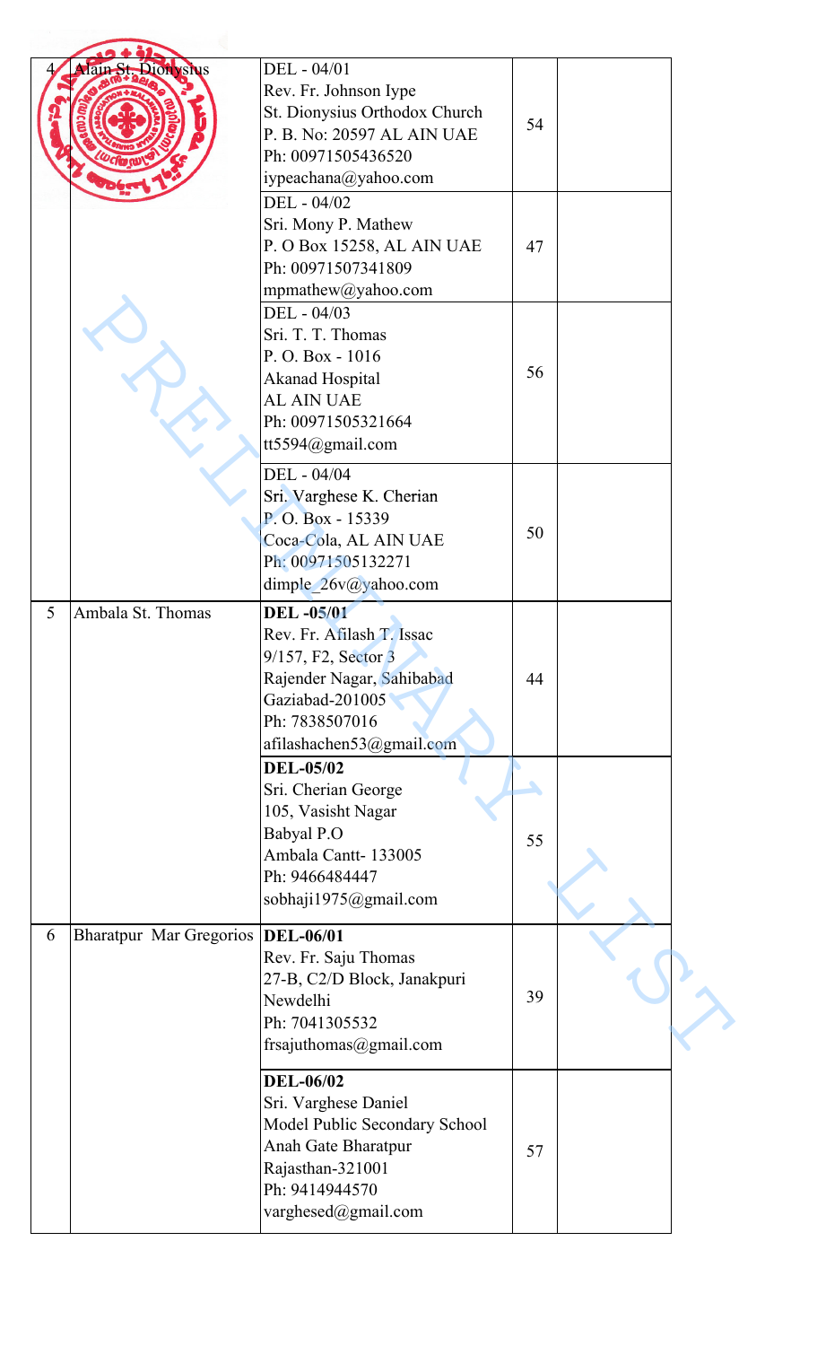| | | | | |
|---|---|---|---|---|
| 4 | Alain St. Dionysius | DEL - 04/01<br>Rev. Fr. Johnson Iype<br>St. Dionysius Orthodox Church<br>P. B. No: 20597 AL AIN UAE<br>Ph: 00971505436520<br>iypeachana@yahoo.com | 54 | |
| | | DEL - 04/02<br>Sri. Mony P. Mathew<br>P. O Box 15258, AL AIN UAE<br>Ph: 00971507341809<br>mpmathew@yahoo.com | 47 | |
| | | DEL - 04/03<br>Sri. T. T. Thomas<br>P. O. Box - 1016<br>Akanad Hospital<br>AL AIN UAE<br>Ph: 00971505321664<br>tt5594@gmail.com | 56 | |
| | | DEL - 04/04<br>Sri. Varghese K. Cherian<br>P. O. Box - 15339<br>Coca-Cola, AL AIN UAE<br>Ph: 00971505132271<br>dimple_26v@yahoo.com | 50 | |
| 5 | Ambala St. Thomas | **DEL -05/01**<br>Rev. Fr. Afilash T. Issac<br>9/157, F2, Sector 3<br>Rajender Nagar, Sahibabad<br>Gaziabad-201005<br>Ph: 7838507016<br>afilashachen53@gmail.com | 44 | |
| | | **DEL-05/02**<br>Sri. Cherian George<br>105, Vasisht Nagar<br>Babyal P.O<br>Ambala Cantt- 133005<br>Ph: 9466484447<br>sobhaji1975@gmail.com | 55 | |
| 6 | Bharatpur Mar Gregorios | **DEL-06/01**<br>Rev. Fr. Saju Thomas<br>27-B, C2/D Block, Janakpuri<br>Newdelhi<br>Ph: 7041305532<br>frsajuthomas@gmail.com | 39 | |
| | | **DEL-06/02**<br>Sri. Varghese Daniel<br>Model Public Secondary School<br>Anah Gate Bharatpur<br>Rajasthan-321001<br>Ph: 9414944570<br>varghesed@gmail.com | 57 | |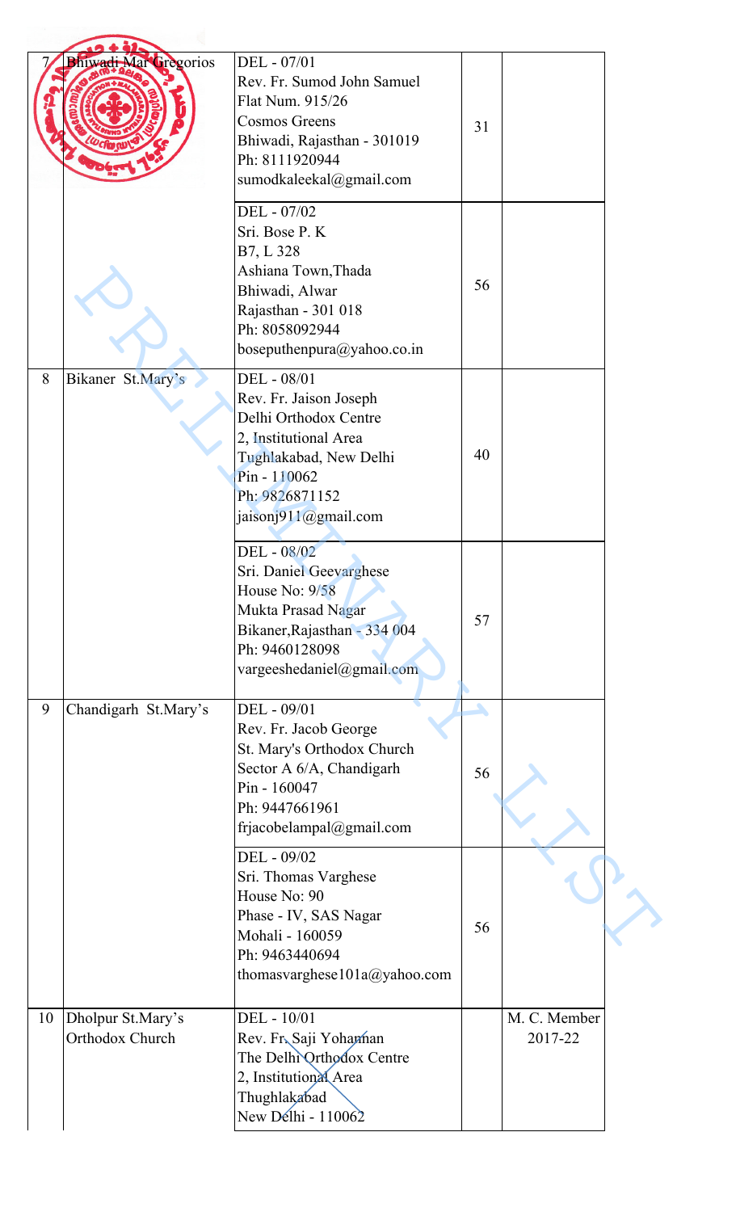| 7 | Bhiwadi Mar Gregorios | DEL - 07/01<br>Rev. Fr. Sumod John Samuel<br>Flat Num. 915/26<br>Cosmos Greens<br>Bhiwadi, Rajasthan - 301019<br>Ph: 8111920944<br>sumodkaleekal@gmail.com | 31 | |
|---|---|---|---|---|
| | | DEL - 07/02<br>Sri. Bose P. K<br>B7, L 328<br>Ashiana Town,Thada<br>Bhiwadi, Alwar<br>Rajasthan - 301 018<br>Ph: 8058092944<br>boseputhenpura@yahoo.co.in | 56 | |
| 8 | Bikaner St.Mary's | DEL - 08/01<br>Rev. Fr. Jaison Joseph<br>Delhi Orthodox Centre<br>2, Institutional Area<br>Tughlakabad, New Delhi<br>Pin - 110062<br>Ph: 9826871152<br>jaisonj911@gmail.com | 40 | |
| | | DEL - 08/02<br>Sri. Daniel Geevarghese<br>House No: 9/58<br>Mukta Prasad Nagar<br>Bikaner,Rajasthan - 334 004<br>Ph: 9460128098<br>vargeeshedaniel@gmail.com | 57 | |
| 9 | Chandigarh St.Mary's | DEL - 09/01<br>Rev. Fr. Jacob George<br>St. Mary's Orthodox Church<br>Sector A 6/A, Chandigarh<br>Pin - 160047<br>Ph: 9447661961<br>frjacobelampal@gmail.com | 56 | |
| | | DEL - 09/02<br>Sri. Thomas Varghese<br>House No: 90<br>Phase - IV, SAS Nagar<br>Mohali - 160059<br>Ph: 9463440694<br>thomasvarghese101a@yahoo.com | 56 | |
| 10 | Dholpur St.Mary's Orthodox Church | DEL - 10/01<br>Rev. Fr. Saji Yohannan<br>The Delhi Orthodox Centre<br>2, Institutional Area<br>Thughlakabad<br>New Delhi - 110062 | | M. C. Member 2017-22 |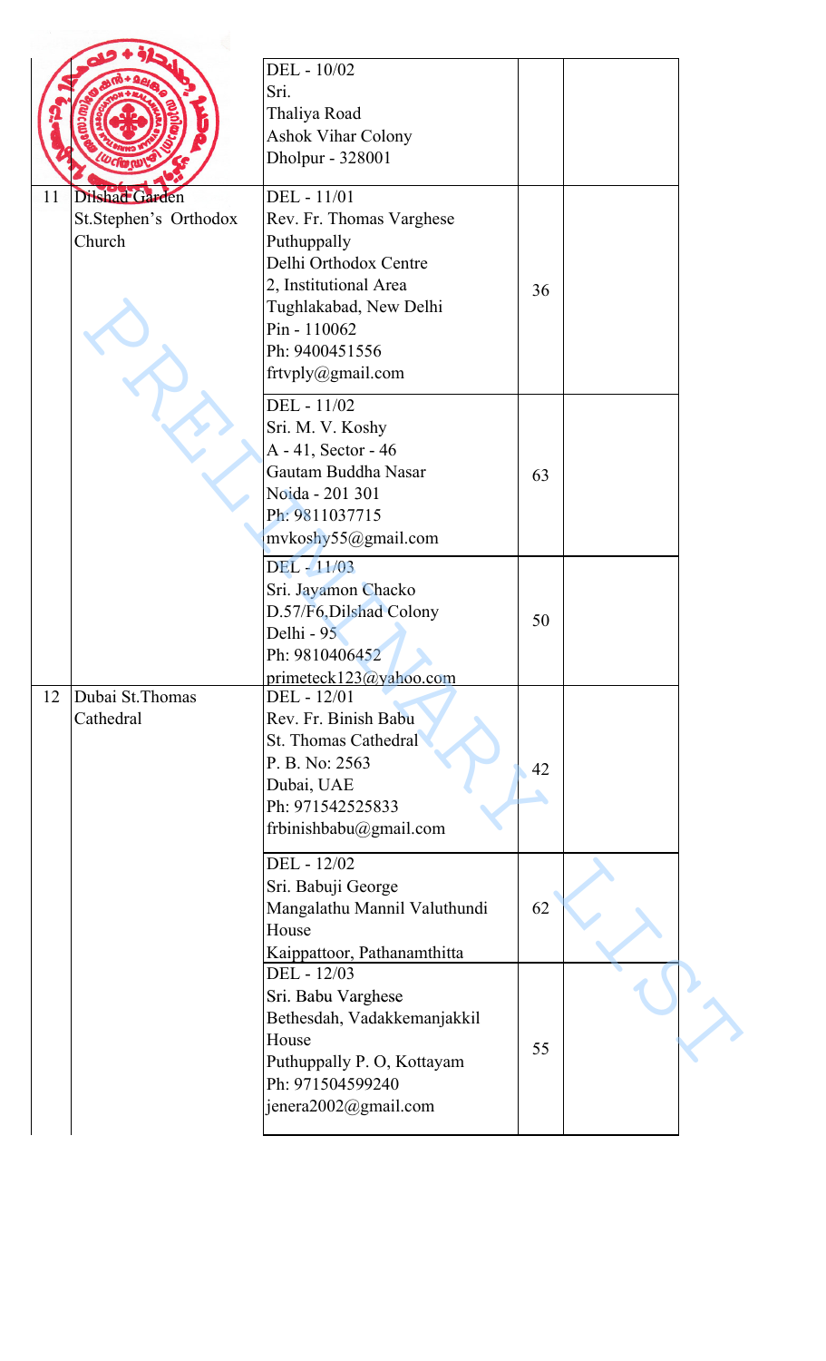| | | | | |
|---|---|---|---|---|
| | | DEL - 10/02<br>Sri.<br>Thaliya Road<br>Ashok Vihar Colony<br>Dholpur - 328001 | | |
| 11 | Dilshad Garden<br>St.Stephen's Orthodox Church | DEL - 11/01<br>Rev. Fr. Thomas Varghese<br>Puthuppally<br>Delhi Orthodox Centre<br>2, Institutional Area<br>Tughlakabad, New Delhi<br>Pin - 110062<br>Ph: 9400451556<br>frtvply@gmail.com | 36 | |
| | | DEL - 11/02<br>Sri. M. V. Koshy<br>A - 41, Sector - 46<br>Gautam Buddha Nasar<br>Noida - 201 301<br>Ph: 9811037715<br>mvkoshy55@gmail.com | 63 | |
| | | DEL - 11/03<br>Sri. Jayamon Chacko<br>D.57/F6,Dilshad Colony<br>Delhi - 95<br>Ph: 9810406452<br>primeteck123@yahoo.com | 50 | |
| 12 | Dubai St.Thomas Cathedral | DEL - 12/01<br>Rev. Fr. Binish Babu<br>St. Thomas Cathedral<br>P. B. No: 2563<br>Dubai, UAE<br>Ph: 971542525833<br>frbinishbabu@gmail.com | 42 | |
| | | DEL - 12/02<br>Sri. Babuji George<br>Mangalathu Mannil Valuthundi House<br>Kaippattoor, Pathanamthitta | 62 | |
| | | DEL - 12/03<br>Sri. Babu Varghese<br>Bethesdah, Vadakkemanjakkil House<br>Puthuppally P. O, Kottayam<br>Ph: 971504599240<br>jenera2002@gmail.com | 55 | |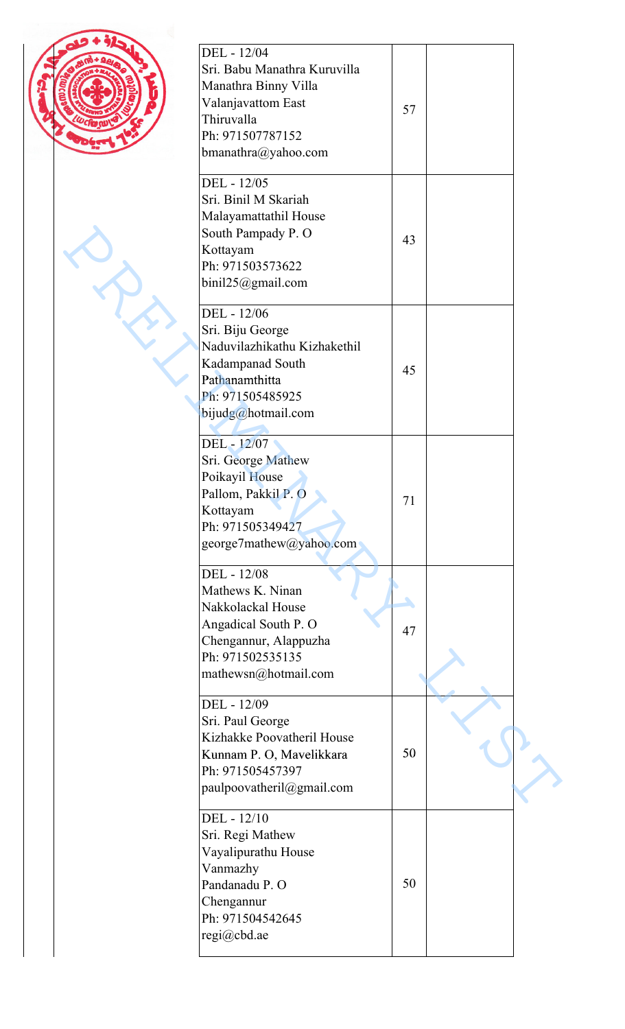| | | |
|---|---|---|
| DEL - 12/04<br>Sri. Babu Manathra Kuruvilla<br>Manathra Binny Villa<br>Valanjavattom East<br>Thiruvalla<br>Ph: 971507787152<br>bmanathra@yahoo.com | 57 | |
| DEL - 12/05<br>Sri. Binil M Skariah<br>Malayamattathil House<br>South Pampady P. O<br>Kottayam<br>Ph: 971503573622<br>binil25@gmail.com | 43 | |
| DEL - 12/06<br>Sri. Biju George<br>Naduvilazhikathu Kizhakethil<br>Kadampanad South<br>Pathanamthitta<br>Ph: 971505485925<br>bijudg@hotmail.com | 45 | |
| DEL - 12/07<br>Sri. George Mathew<br>Poikayil House<br>Pallom, Pakkil P. O<br>Kottayam<br>Ph: 971505349427<br>george7mathew@yahoo.com | 71 | |
| DEL - 12/08<br>Mathews K. Ninan<br>Nakkolackal House<br>Angadical South P. O<br>Chengannur, Alappuzha<br>Ph: 971502535135<br>mathewsn@hotmail.com | 47 | |
| DEL - 12/09<br>Sri. Paul George<br>Kizhakke Poovatheril House<br>Kunnam P. O, Mavelikkara<br>Ph: 971505457397<br>paulpoovatheril@gmail.com | 50 | |
| DEL - 12/10<br>Sri. Regi Mathew<br>Vayalipurathu House<br>Vanmazhy<br>Pandanadu P. O<br>Chengannur<br>Ph: 971504542645<br>regi@cbd.ae | 50 | |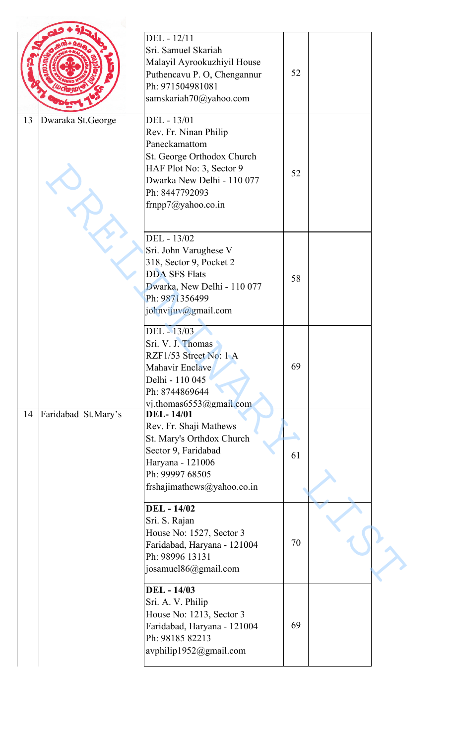| | | | | |
|---|---|---|---|---|
| | | DEL - 12/11<br>Sri. Samuel Skariah<br>Malayil Ayrookuzhiyil House<br>Puthencavu P. O, Chengannur<br>Ph: 971504981081<br>samskariah70@yahoo.com | 52 | |
| 13 | Dwaraka St.George | DEL - 13/01<br>Rev. Fr. Ninan Philip<br>Paneckamattom<br>St. George Orthodox Church<br>HAF Plot No: 3, Sector 9<br>Dwarka New Delhi - 110 077<br>Ph: 8447792093<br>frnpp7@yahoo.co.in | 52 | |
| | | DEL - 13/02<br>Sri. John Varughese V<br>318, Sector 9, Pocket 2<br>DDA SFS Flats<br>Dwarka, New Delhi - 110 077<br>Ph: 9871356499<br>johnvijuv@gmail.com | 58 | |
| | | DEL - 13/03<br>Sri. V. J. Thomas<br>RZF1/53 Street No: 1 A<br>Mahavir Enclave<br>Delhi - 110 045<br>Ph: 8744869644<br>vj.thomas6553@gmail.com | 69 | |
| 14 | Faridabad St.Mary's | **DEL- 14/01**<br>Rev. Fr. Shaji Mathews<br>St. Mary's Orthdox Church<br>Sector 9, Faridabad<br>Haryana - 121006<br>Ph: 99997 68505<br>frshajimathews@yahoo.co.in | 61 | |
| | | **DEL - 14/02**<br>Sri. S. Rajan<br>House No: 1527, Sector 3<br>Faridabad, Haryana - 121004<br>Ph: 98996 13131<br>josamuel86@gmail.com | 70 | |
| | | **DEL - 14/03**<br>Sri. A. V. Philip<br>House No: 1213, Sector 3<br>Faridabad, Haryana - 121004<br>Ph: 98185 82213<br>avphilip1952@gmail.com | 69 | |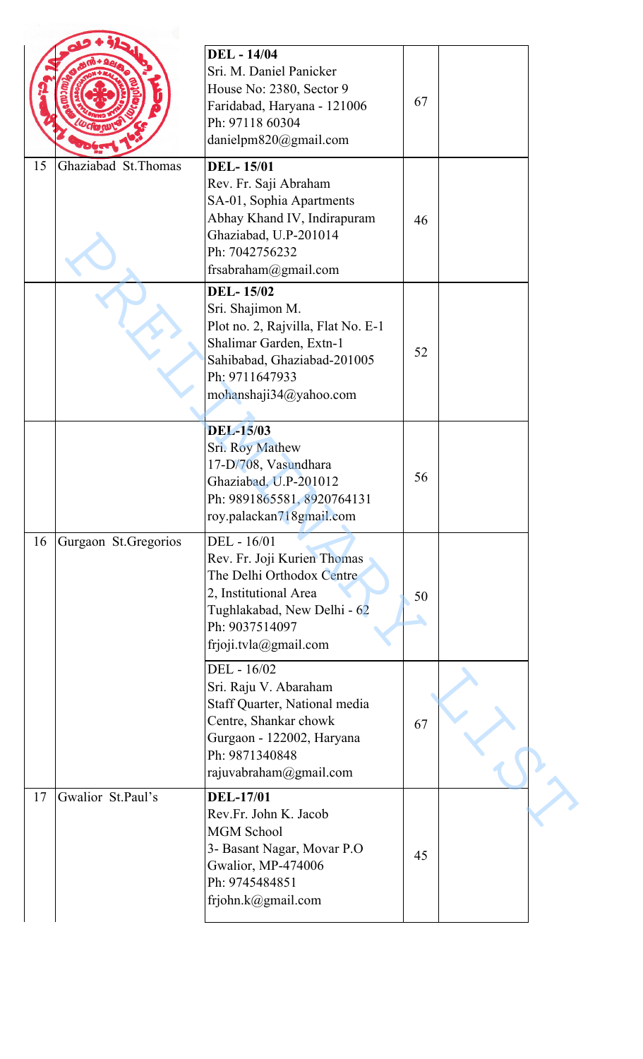| | | | | |
|---|---|---|---|---|
| | | **DEL - 14/04**<br>Sri. M. Daniel Panicker<br>House No: 2380, Sector 9<br>Faridabad, Haryana - 121006<br>Ph: 97118 60304<br>danielpm820@gmail.com | 67 | |
| 15 | Ghaziabad St.Thomas | **DEL- 15/01**<br>Rev. Fr. Saji Abraham<br>SA-01, Sophia Apartments<br>Abhay Khand IV, Indirapuram<br>Ghaziabad, U.P-201014<br>Ph: 7042756232<br>frsabraham@gmail.com | 46 | |
| | | **DEL- 15/02**<br>Sri. Shajimon M.<br>Plot no. 2, Rajvilla, Flat No. E-1<br>Shalimar Garden, Extn-1<br>Sahibabad, Ghaziabad-201005<br>Ph: 9711647933<br>mohanshaji34@yahoo.com | 52 | |
| | | **DEL-15/03**<br>Sri. Roy Mathew<br>17-D/708, Vasundhara<br>Ghaziabad, U.P-201012<br>Ph: 9891865581, 8920764131<br>roy.palackan718gmail.com | 56 | |
| 16 | Gurgaon St.Gregorios | DEL - 16/01<br>Rev. Fr. Joji Kurien Thomas<br>The Delhi Orthodox Centre<br>2, Institutional Area<br>Tughlakabad, New Delhi - 62<br>Ph: 9037514097<br>frjoji.tvla@gmail.com | 50 | |
| | | DEL - 16/02<br>Sri. Raju V. Abaraham<br>Staff Quarter, National media Centre, Shankar chowk<br>Gurgaon - 122002, Haryana<br>Ph: 9871340848<br>rajuvabraham@gmail.com | 67 | |
| 17 | Gwalior St.Paul's | **DEL-17/01**<br>Rev.Fr. John K. Jacob<br>MGM School<br>3- Basant Nagar, Movar P.O<br>Gwalior, MP-474006<br>Ph: 9745484851<br>frjohn.k@gmail.com | 45 | |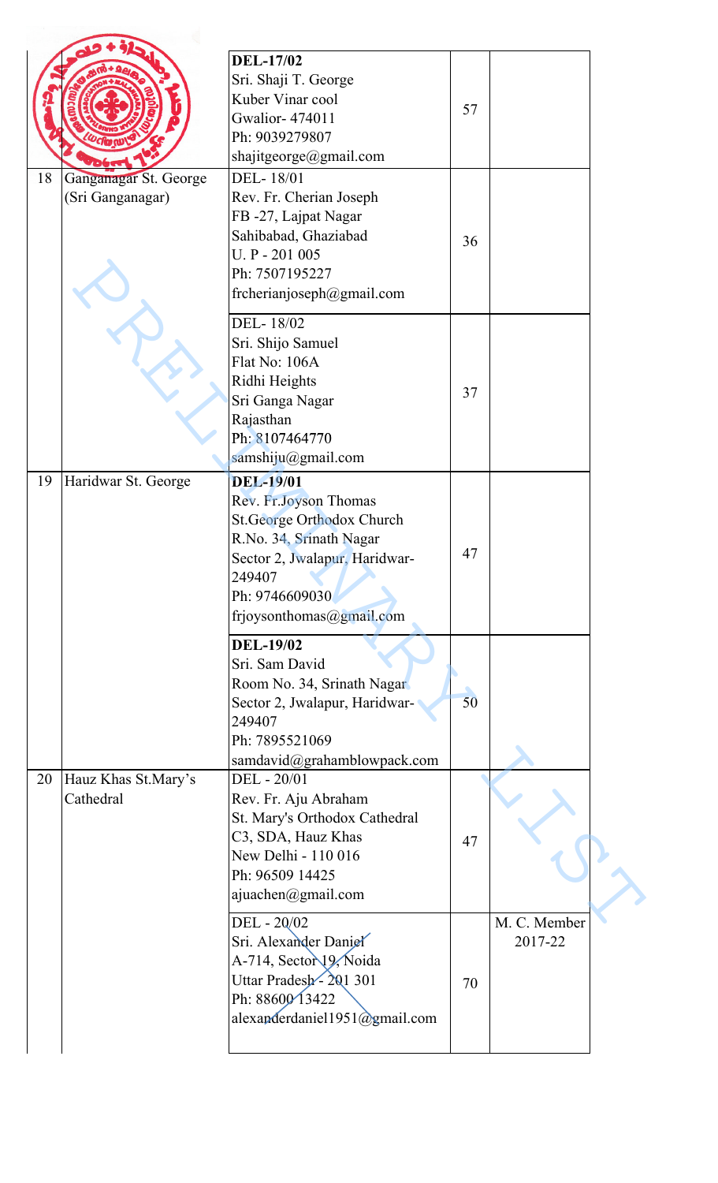| | | | | |
|---|---|---|---|---|
| | | **DEL-17/02**<br>Sri. Shaji T. George<br>Kuber Vinar cool<br>Gwalior- 474011<br>Ph: 9039279807<br>shajitgeorge@gmail.com | 57 | |
| 18 | Ganganagar St. George (Sri Ganganagar) | DEL- 18/01<br>Rev. Fr. Cherian Joseph<br>FB -27, Lajpat Nagar<br>Sahibabad, Ghaziabad<br>U. P - 201 005<br>Ph: 7507195227<br>frcherianjoseph@gmail.com | 36 | |
| | | DEL- 18/02<br>Sri. Shijo Samuel<br>Flat No: 106A<br>Ridhi Heights<br>Sri Ganga Nagar<br>Rajasthan<br>Ph: 8107464770<br>samshiju@gmail.com | 37 | |
| 19 | Haridwar St. George | **DEL-19/01**<br>Rev. Fr.Joyson Thomas<br>St.George Orthodox Church<br>R.No. 34, Srinath Nagar<br>Sector 2, Jwalapur, Haridwar-249407<br>Ph: 9746609030<br>frjoysonthomas@gmail.com | 47 | |
| | | **DEL-19/02**<br>Sri. Sam David<br>Room No. 34, Srinath Nagar<br>Sector 2, Jwalapur, Haridwar-249407<br>Ph: 7895521069<br>samdavid@grahamblowpack.com | 50 | |
| 20 | Hauz Khas St.Mary's Cathedral | DEL - 20/01<br>Rev. Fr. Aju Abraham<br>St. Mary's Orthodox Cathedral<br>C3, SDA, Hauz Khas<br>New Delhi - 110 016<br>Ph: 96509 14425<br>ajuachen@gmail.com | 47 | |
| | | DEL - 20/02<br>Sri. Alexander Daniel<br>A-714, Sector 19, Noida<br>Uttar Pradesh - 201 301<br>Ph: 88600 13422<br>alexanderdaniel1951@gmail.com | 70 | M. C. Member 2017-22 |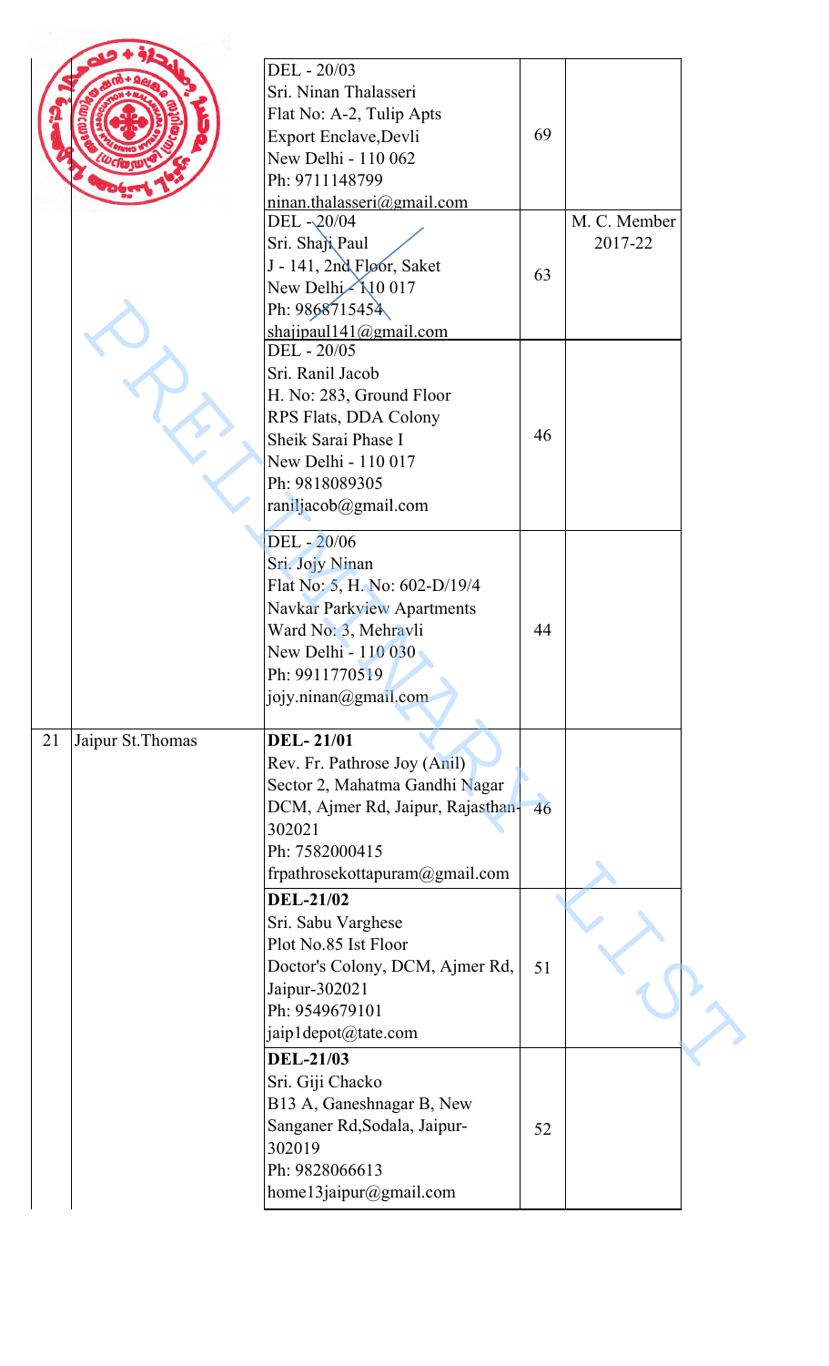| | | | | |
|---|---|---|---|---|
| | | DEL - 20/03<br>Sri. Ninan Thalasseri<br>Flat No: A-2, Tulip Apts<br>Export Enclave,Devli<br>New Delhi - 110 062<br>Ph: 9711148799<br>ninan.thalasseri@gmail.com | 69 | |
| | | DEL - 20/04<br>Sri. Shaji Paul<br>J - 141, 2nd Floor, Saket<br>New Delhi - 110 017<br>Ph: 9868715454<br>shajipaul141@gmail.com | 63 | M. C. Member 2017-22 |
| | | DEL - 20/05<br>Sri. Ranil Jacob<br>H. No: 283, Ground Floor<br>RPS Flats, DDA Colony<br>Sheik Sarai Phase I<br>New Delhi - 110 017<br>Ph: 9818089305<br>raniljacob@gmail.com | 46 | |
| | | DEL - 20/06<br>Sri. Jojy Ninan<br>Flat No: 5, H. No: 602-D/19/4<br>Navkar Parkview Apartments<br>Ward No: 3, Mehravli<br>New Delhi - 110 030<br>Ph: 9911770519<br>jojy.ninan@gmail.com | 44 | |
| 21 | Jaipur St.Thomas | **DEL- 21/01**<br>Rev. Fr. Pathrose Joy (Anil)<br>Sector 2, Mahatma Gandhi Nagar<br>DCM, Ajmer Rd, Jaipur, Rajasthan-302021<br>Ph: 7582000415<br>frpathrosekottapuram@gmail.com | 46 | |
| | | **DEL-21/02**<br>Sri. Sabu Varghese<br>Plot No.85 Ist Floor<br>Doctor's Colony, DCM, Ajmer Rd, Jaipur-302021<br>Ph: 9549679101<br>jaip1depot@tate.com | 51 | |
| | | **DEL-21/03**<br>Sri. Giji Chacko<br>B13 A, Ganeshnagar B, New Sanganer Rd,Sodala, Jaipur-302019<br>Ph: 9828066613<br>home13jaipur@gmail.com | 52 | |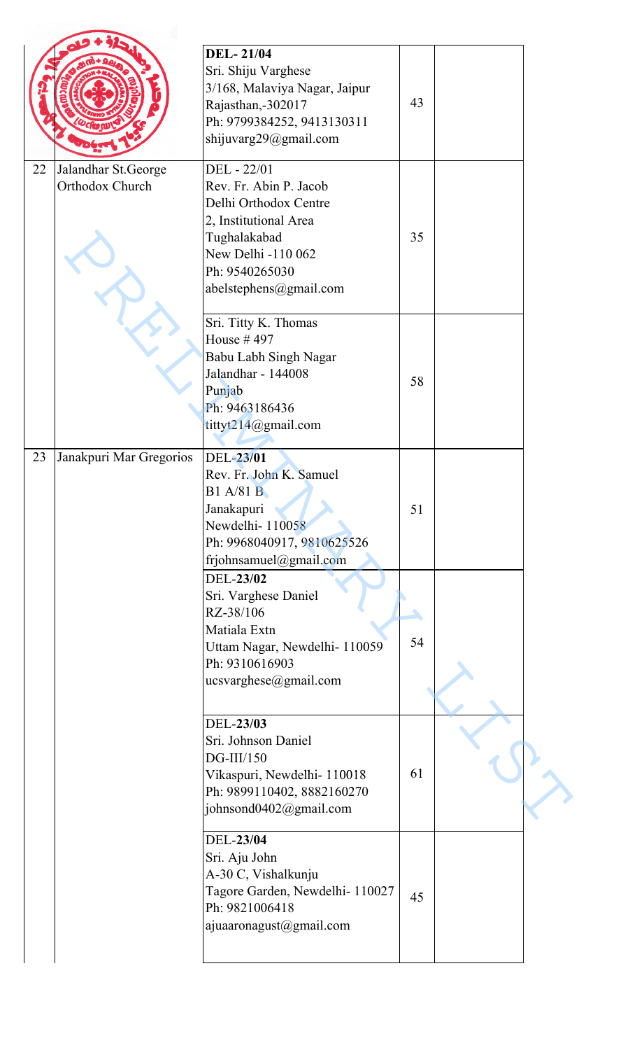| | | | | |
|---|---|---|---|---|
| | | **DEL- 21/04**<br>Sri. Shiju Varghese<br>3/168, Malaviya Nagar, Jaipur<br>Rajasthan,-302017<br>Ph: 9799384252, 9413130311<br>shijuvarg29@gmail.com | 43 | |
| 22 | Jalandhar St.George Orthodox Church | DEL - 22/01<br>Rev. Fr. Abin P. Jacob<br>Delhi Orthodox Centre<br>2, Institutional Area<br>Tughalakabad<br>New Delhi -110 062<br>Ph: 9540265030<br>abelstephens@gmail.com | 35 | |
| | | Sri. Titty K. Thomas<br>House # 497<br>Babu Labh Singh Nagar<br>Jalandhar - 144008<br>Punjab<br>Ph: 9463186436<br>tittyt214@gmail.com | 58 | |
| 23 | Janakpuri Mar Gregorios | DEL-**23/01**<br>Rev. Fr. John K. Samuel<br>B1 A/81 B<br>Janakapuri<br>Newdelhi- 110058<br>Ph: 9968040917, 9810625526<br>frjohnsamuel@gmail.com | 51 | |
| | | DEL-**23/02**<br>Sri. Varghese Daniel<br>RZ-38/106<br>Matiala Extn<br>Uttam Nagar, Newdelhi- 110059<br>Ph: 9310616903<br>ucsvarghese@gmail.com | 54 | |
| | | DEL-**23/03**<br>Sri. Johnson Daniel<br>DG-III/150<br>Vikaspuri, Newdelhi- 110018<br>Ph: 9899110402, 8882160270<br>johnsond0402@gmail.com | 61 | |
| | | DEL-**23/04**<br>Sri. Aju John<br>A-30 C, Vishalkunju<br>Tagore Garden, Newdelhi- 110027<br>Ph: 9821006418<br>ajuaaronagust@gmail.com | 45 | |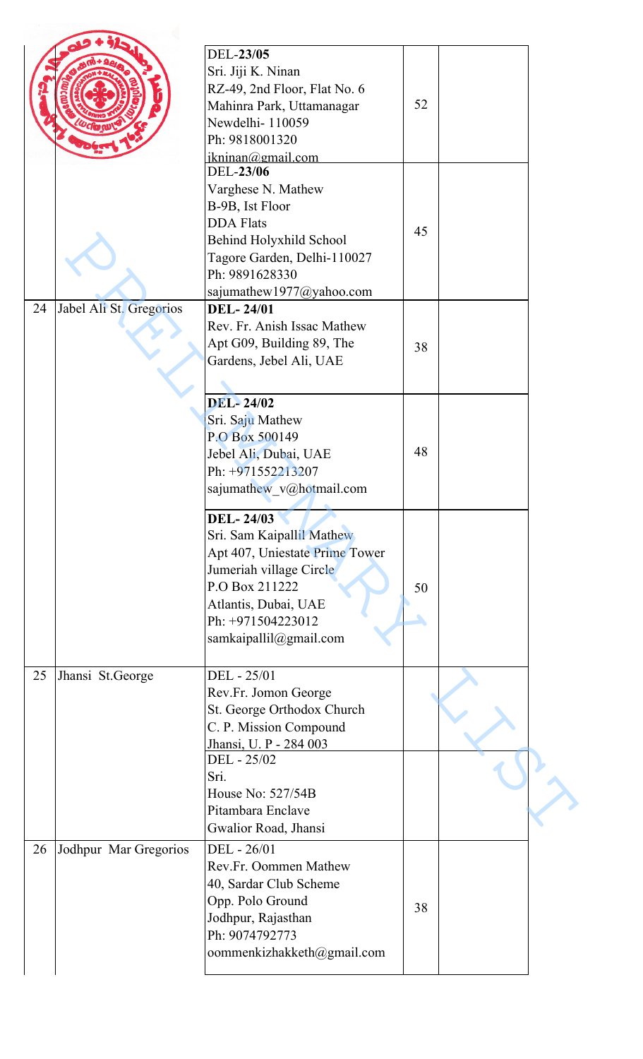| | | | | |
|---|---|---|---|---|
| | | DEL-**23/05**<br>Sri. Jiji K. Ninan<br>RZ-49, 2nd Floor, Flat No. 6<br>Mahinra Park, Uttamanagar<br>Newdelhi- 110059<br>Ph: 9818001320<br>jkninan@gmail.com | 52 | |
| | | DEL-**23/06**<br>Varghese N. Mathew<br>B-9B, Ist Floor<br>DDA Flats<br>Behind Holyxhild School<br>Tagore Garden, Delhi-110027<br>Ph: 9891628330<br>sajumathew1977@yahoo.com | 45 | |
| 24 | Jabel Ali St. Gregorios | **DEL- 24/01**<br>Rev. Fr. Anish Issac Mathew<br>Apt G09, Building 89, The Gardens, Jebel Ali, UAE | 38 | |
| | | **DEL- 24/02**<br>Sri. Saju Mathew<br>P.O Box 500149<br>Jebel Ali, Dubai, UAE<br>Ph: +971552213207<br>sajumathew_v@hotmail.com | 48 | |
| | | **DEL- 24/03**<br>Sri. Sam Kaipallil Mathew<br>Apt 407, Uniestate Prime Tower<br>Jumeriah village Circle<br>P.O Box 211222<br>Atlantis, Dubai, UAE<br>Ph: +971504223012<br>samkaipallil@gmail.com | 50 | |
| 25 | Jhansi St.George | DEL - 25/01<br>Rev.Fr. Jomon George<br>St. George Orthodox Church<br>C. P. Mission Compound<br>Jhansi, U. P - 284 003 | | |
| | | DEL - 25/02<br>Sri.<br>House No: 527/54B<br>Pitambara Enclave<br>Gwalior Road, Jhansi | | |
| 26 | Jodhpur Mar Gregorios | DEL - 26/01<br>Rev.Fr. Oommen Mathew<br>40, Sardar Club Scheme<br>Opp. Polo Ground<br>Jodhpur, Rajasthan<br>Ph: 9074792773<br>oommenkizhakketh@gmail.com | 38 | |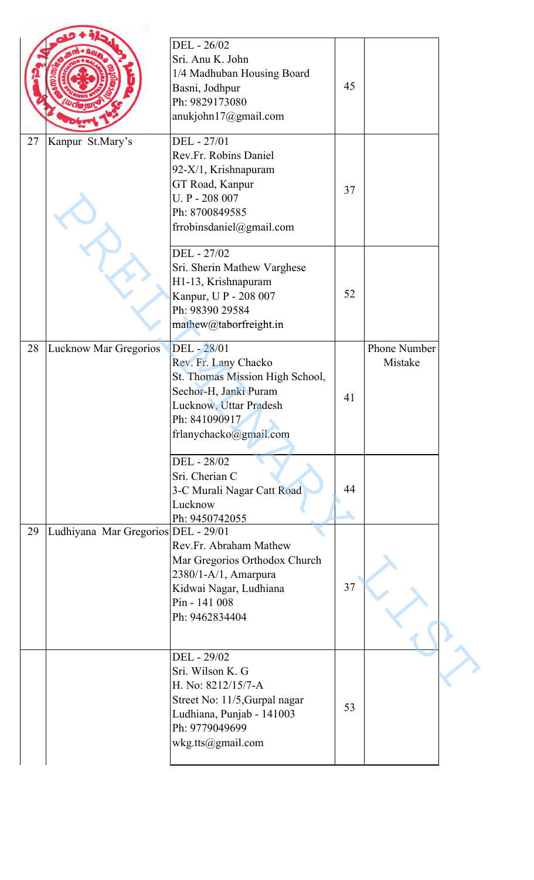| | | | | |
|---|---|---|---|---|
| | | DEL - 26/02<br>Sri. Anu K. John<br>1/4 Madhuban Housing Board<br>Basni, Jodhpur<br>Ph: 9829173080<br>anukjohn17@gmail.com | 45 | |
| 27 | Kanpur St.Mary's | DEL - 27/01<br>Rev.Fr. Robins Daniel<br>92-X/1, Krishnapuram<br>GT Road, Kanpur<br>U. P - 208 007<br>Ph: 8700849585<br>frrobinsdaniel@gmail.com | 37 | |
| | | DEL - 27/02<br>Sri. Sherin Mathew Varghese<br>H1-13, Krishnapuram<br>Kanpur, U P - 208 007<br>Ph: 98390 29584<br>mathew@taborfreight.in | 52 | |
| 28 | Lucknow Mar Gregorios | DEL - 28/01<br>Rev. Fr. Lany Chacko<br>St. Thomas Mission High School,<br>Sechor-H, Janki Puram<br>Lucknow, Uttar Pradesh<br>Ph: 841090917<br>frlanychacko@gmail.com | 41 | Phone Number Mistake |
| | | DEL - 28/02<br>Sri. Cherian C<br>3-C Murali Nagar Catt Road<br>Lucknow<br>Ph: 9450742055 | 44 | |
| 29 | Ludhiyana Mar Gregorios | DEL - 29/01<br>Rev.Fr. Abraham Mathew<br>Mar Gregorios Orthodox Church<br>2380/1-A/1, Amarpura<br>Kidwai Nagar, Ludhiana<br>Pin - 141 008<br>Ph: 9462834404 | 37 | |
| | | DEL - 29/02<br>Sri. Wilson K. G<br>H. No: 8212/15/7-A<br>Street No: 11/5,Gurpal nagar<br>Ludhiana, Punjab - 141003<br>Ph: 9779049699<br>wkg.tts@gmail.com | 53 | |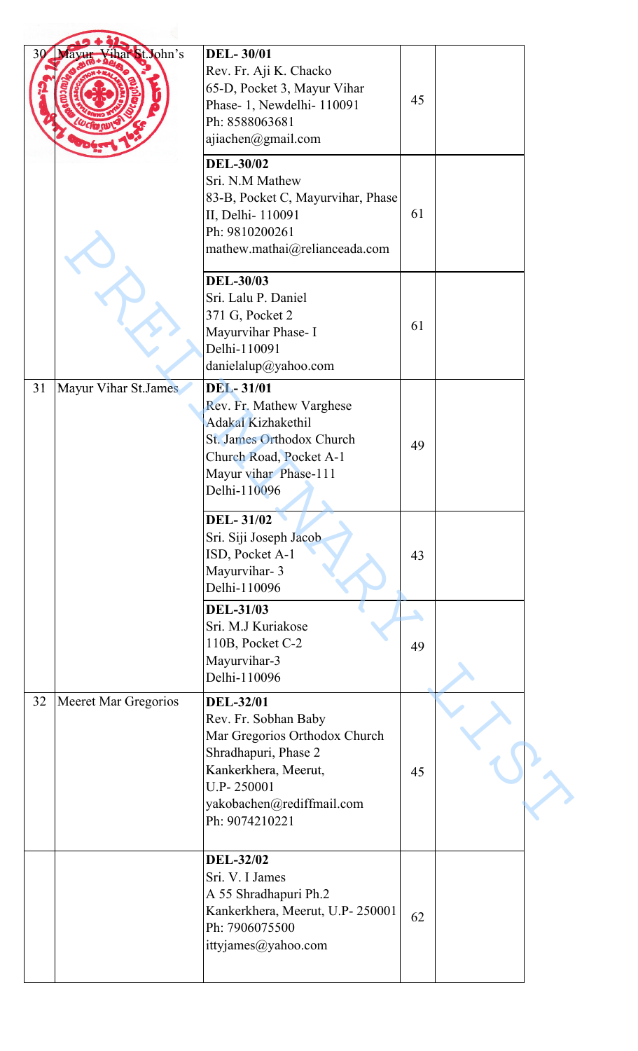| 30 | Mayur Vihar St.John's | **DEL- 30/01**<br>Rev. Fr. Aji K. Chacko<br>65-D, Pocket 3, Mayur Vihar Phase- 1, Newdelhi- 110091<br>Ph: 8588063681<br>ajiachen@gmail.com | 45 | |
|---|---|---|---|---|
| | | **DEL-30/02**<br>Sri. N.M Mathew<br>83-B, Pocket C, Mayurvihar, Phase II, Delhi- 110091<br>Ph: 9810200261<br>mathew.mathai@relianceada.com | 61 | |
| | | **DEL-30/03**<br>Sri. Lalu P. Daniel<br>371 G, Pocket 2<br>Mayurvihar Phase- I<br>Delhi-110091<br>danielalup@yahoo.com | 61 | |
| 31 | Mayur Vihar St.James | **DEL- 31/01**<br>Rev. Fr. Mathew Varghese<br>Adakal Kizhakethil<br>St. James Orthodox Church<br>Church Road, Pocket A-1<br>Mayur vihar Phase-111<br>Delhi-110096 | 49 | |
| | | **DEL- 31/02**<br>Sri. Siji Joseph Jacob<br>ISD, Pocket A-1<br>Mayurvihar- 3<br>Delhi-110096 | 43 | |
| | | **DEL-31/03**<br>Sri. M.J Kuriakose<br>110B, Pocket C-2<br>Mayurvihar-3<br>Delhi-110096 | 49 | |
| 32 | Meeret Mar Gregorios | **DEL-32/01**<br>Rev. Fr. Sobhan Baby<br>Mar Gregorios Orthodox Church<br>Shradhapuri, Phase 2<br>Kankerkhera, Meerut,<br>U.P- 250001<br>yakobachen@rediffmail.com<br>Ph: 9074210221 | 45 | |
| | | **DEL-32/02**<br>Sri. V. I James<br>A 55 Shradhapuri Ph.2<br>Kankerkhera, Meerut, U.P- 250001<br>Ph: 7906075500<br>ittyjames@yahoo.com | 62 | |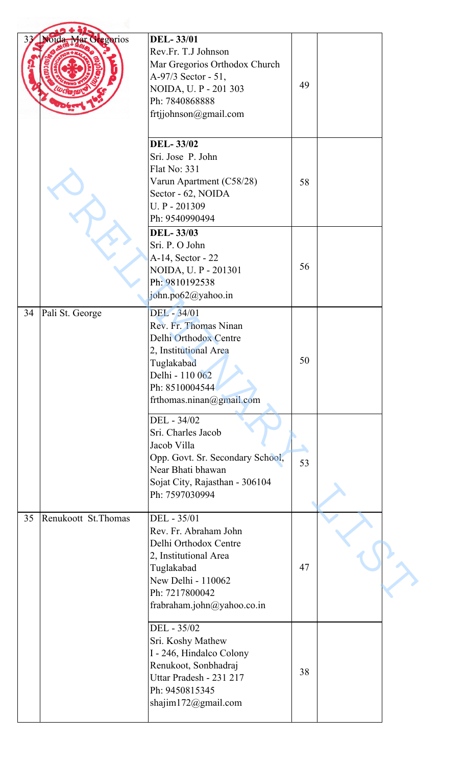| | | | | |
|---|---|---|---|---|
| 33 | Noida, Mar Gregorios | **DEL- 33/01**<br>Rev.Fr. T.J Johnson<br>Mar Gregorios Orthodox Church<br>A-97/3 Sector - 51,<br>NOIDA, U. P - 201 303<br>Ph: 7840868888<br>frtjjohnson@gmail.com | 49 | |
| | | **DEL- 33/02**<br>Sri. Jose P. John<br>Flat No: 331<br>Varun Apartment (C58/28)<br>Sector - 62, NOIDA<br>U. P - 201309<br>Ph: 9540990494 | 58 | |
| | | **DEL- 33/03**<br>Sri. P. O John<br>A-14, Sector - 22<br>NOIDA, U. P - 201301<br>Ph: 9810192538<br>john.po62@yahoo.in | 56 | |
| 34 | Pali St. George | DEL - 34/01<br>Rev. Fr. Thomas Ninan<br>Delhi Orthodox Centre<br>2, Institutional Area<br>Tuglakabad<br>Delhi - 110 062<br>Ph: 8510004544<br>frthomas.ninan@gmail.com | 50 | |
| | | DEL - 34/02<br>Sri. Charles Jacob<br>Jacob Villa<br>Opp. Govt. Sr. Secondary School,<br>Near Bhati bhawan<br>Sojat City, Rajasthan - 306104<br>Ph: 7597030994 | 53 | |
| 35 | Renukoott St.Thomas | DEL - 35/01<br>Rev. Fr. Abraham John<br>Delhi Orthodox Centre<br>2, Institutional Area<br>Tuglakabad<br>New Delhi - 110062<br>Ph: 7217800042<br>frabraham.john@yahoo.co.in | 47 | |
| | | DEL - 35/02<br>Sri. Koshy Mathew<br>I - 246, Hindalco Colony<br>Renukoot, Sonbhadraj<br>Uttar Pradesh - 231 217<br>Ph: 9450815345<br>shajim172@gmail.com | 38 | |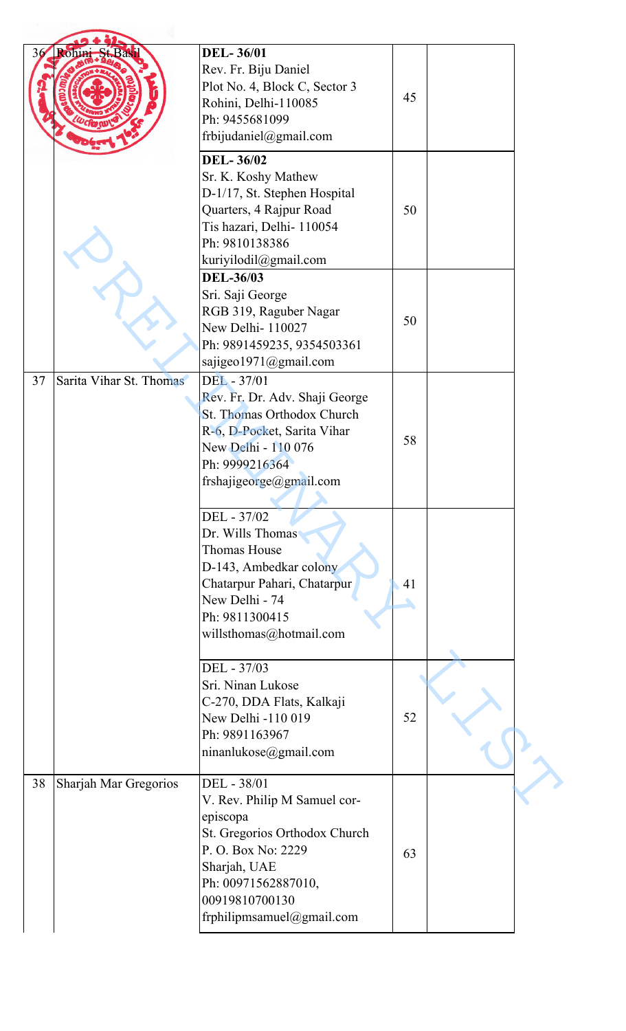| 36 | Rohini St.Basil | **DEL- 36/01**<br>Rev. Fr. Biju Daniel<br>Plot No. 4, Block C, Sector 3<br>Rohini, Delhi-110085<br>Ph: 9455681099<br>frbijudaniel@gmail.com | 45 | |
|---|---|---|---|---|
| | | **DEL- 36/02**<br>Sr. K. Koshy Mathew<br>D-1/17, St. Stephen Hospital Quarters, 4 Rajpur Road<br>Tis hazari, Delhi- 110054<br>Ph: 9810138386<br>kuriyilodil@gmail.com | 50 | |
| | | **DEL-36/03**<br>Sri. Saji George<br>RGB 319, Raguber Nagar<br>New Delhi- 110027<br>Ph: 9891459235, 9354503361<br>sajigeo1971@gmail.com | 50 | |
| 37 | Sarita Vihar St. Thomas | DEL - 37/01<br>Rev. Fr. Dr. Adv. Shaji George<br>St. Thomas Orthodox Church<br>R-6, D-Pocket, Sarita Vihar<br>New Delhi - 110 076<br>Ph: 9999216364<br>frshajigeorge@gmail.com | 58 | |
| | | DEL - 37/02<br>Dr. Wills Thomas<br>Thomas House<br>D-143, Ambedkar colony<br>Chatarpur Pahari, Chatarpur<br>New Delhi - 74<br>Ph: 9811300415<br>willsthomas@hotmail.com | 41 | |
| | | DEL - 37/03<br>Sri. Ninan Lukose<br>C-270, DDA Flats, Kalkaji<br>New Delhi -110 019<br>Ph: 9891163967<br>ninanlukose@gmail.com | 52 | |
| 38 | Sharjah Mar Gregorios | DEL - 38/01<br>V. Rev. Philip M Samuel cor-episcopa<br>St. Gregorios Orthodox Church<br>P. O. Box No: 2229<br>Sharjah, UAE<br>Ph: 00971562887010, 00919810700130<br>frphilipmsamuel@gmail.com | 63 | |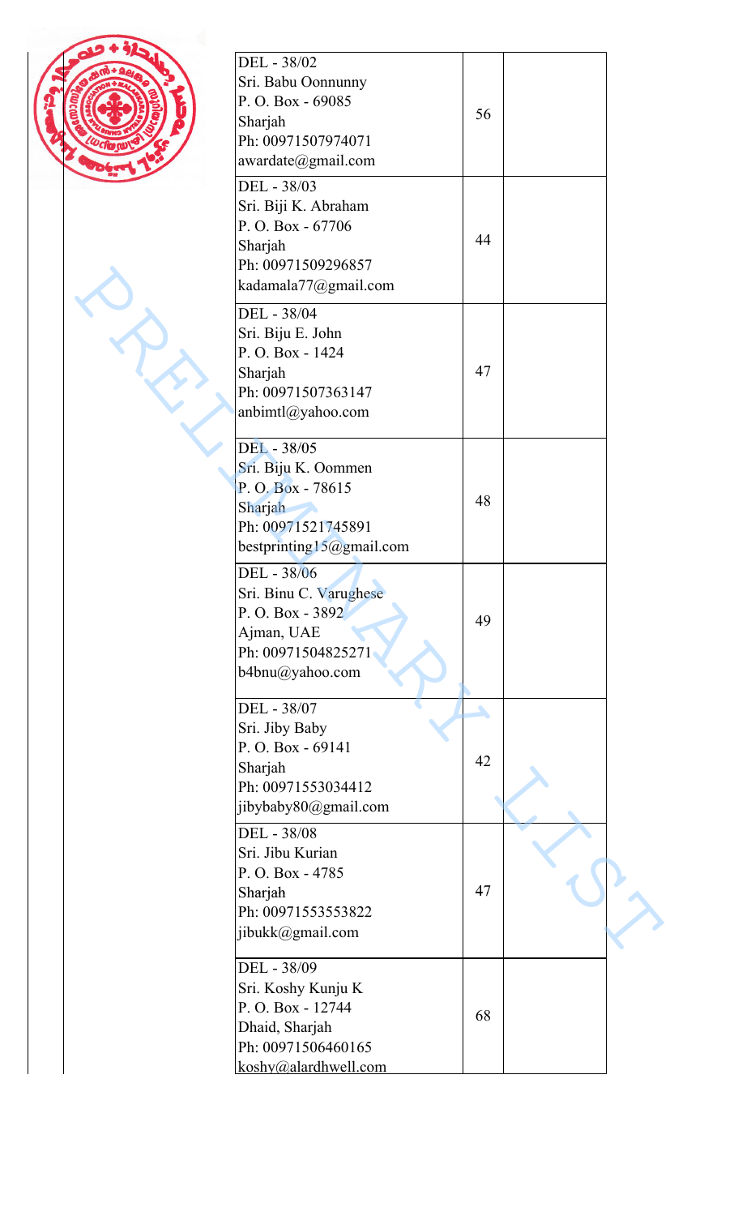| | | |
|---|---|---|
| DEL - 38/02<br>Sri. Babu Oonnunny<br>P. O. Box - 69085<br>Sharjah<br>Ph: 00971507974071<br>awardate@gmail.com | 56 | |
| DEL - 38/03<br>Sri. Biji K. Abraham<br>P. O. Box - 67706<br>Sharjah<br>Ph: 00971509296857<br>kadamala77@gmail.com | 44 | |
| DEL - 38/04<br>Sri. Biju E. John<br>P. O. Box - 1424<br>Sharjah<br>Ph: 00971507363147<br>anbimtl@yahoo.com | 47 | |
| DEL - 38/05<br>Sri. Biju K. Oommen<br>P. O. Box - 78615<br>Sharjah<br>Ph: 00971521745891<br>bestprinting15@gmail.com | 48 | |
| DEL - 38/06<br>Sri. Binu C. Varughese<br>P. O. Box - 3892<br>Ajman, UAE<br>Ph: 00971504825271<br>b4bnu@yahoo.com | 49 | |
| DEL - 38/07<br>Sri. Jiby Baby<br>P. O. Box - 69141<br>Sharjah<br>Ph: 00971553034412<br>jibybaby80@gmail.com | 42 | |
| DEL - 38/08<br>Sri. Jibu Kurian<br>P. O. Box - 4785<br>Sharjah<br>Ph: 00971553553822<br>jibukk@gmail.com | 47 | |
| DEL - 38/09<br>Sri. Koshy Kunju K<br>P. O. Box - 12744<br>Dhaid, Sharjah<br>Ph: 00971506460165<br>koshy@alardhwell.com | 68 | |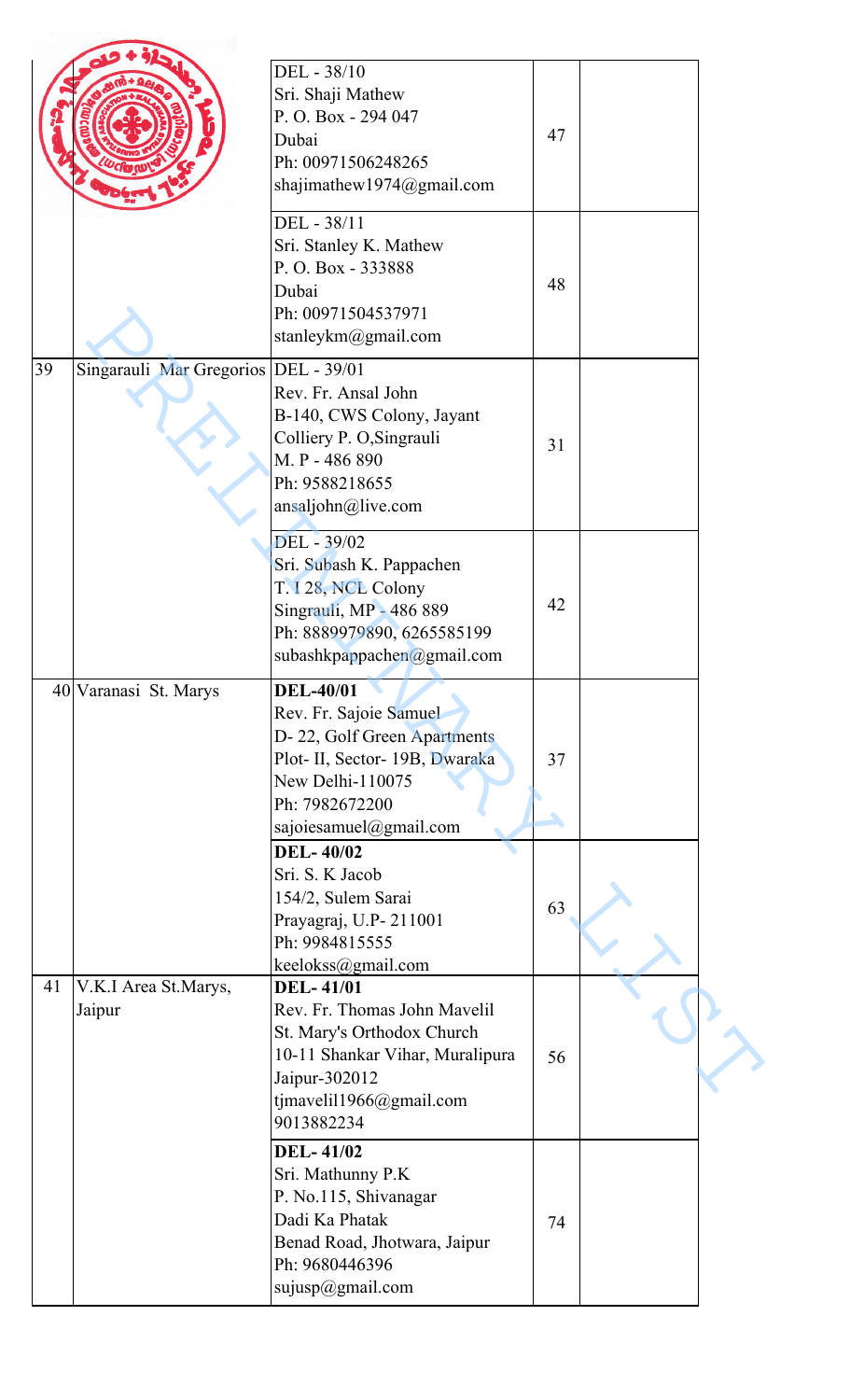| | | | | |
|---|---|---|---|---|
| | | DEL - 38/10<br>Sri. Shaji Mathew<br>P. O. Box - 294 047<br>Dubai<br>Ph: 00971506248265<br>shajimathew1974@gmail.com | 47 | |
| | | DEL - 38/11<br>Sri. Stanley K. Mathew<br>P. O. Box - 333888<br>Dubai<br>Ph: 00971504537971<br>stanleykm@gmail.com | 48 | |
| 39 | Singarauli Mar Gregorios | DEL - 39/01<br>Rev. Fr. Ansal John<br>B-140, CWS Colony, Jayant<br>Colliery P. O,Singrauli<br>M. P - 486 890<br>Ph: 9588218655<br>ansaljohn@live.com | 31 | |
| | | DEL - 39/02<br>Sri. Subash K. Pappachen<br>T. I 28, NCL Colony<br>Singrauli, MP - 486 889<br>Ph: 8889979890, 6265585199<br>subashkpappachen@gmail.com | 42 | |
| 40 | Varanasi St. Marys | **DEL-40/01**<br>Rev. Fr. Sajoie Samuel<br>D- 22, Golf Green Apartments<br>Plot- II, Sector- 19B, Dwaraka<br>New Delhi-110075<br>Ph: 7982672200<br>sajoiesamuel@gmail.com | 37 | |
| | | **DEL- 40/02**<br>Sri. S. K Jacob<br>154/2, Sulem Sarai<br>Prayagraj, U.P- 211001<br>Ph: 9984815555<br>keelokss@gmail.com | 63 | |
| 41 | V.K.I Area St.Marys, Jaipur | **DEL- 41/01**<br>Rev. Fr. Thomas John Mavelil<br>St. Mary's Orthodox Church<br>10-11 Shankar Vihar, Muralipura<br>Jaipur-302012<br>tjmavelil1966@gmail.com<br>9013882234 | 56 | |
| | | **DEL- 41/02**<br>Sri. Mathunny P.K<br>P. No.115, Shivanagar<br>Dadi Ka Phatak<br>Benad Road, Jhotwara, Jaipur<br>Ph: 9680446396<br>sujusp@gmail.com | 74 | |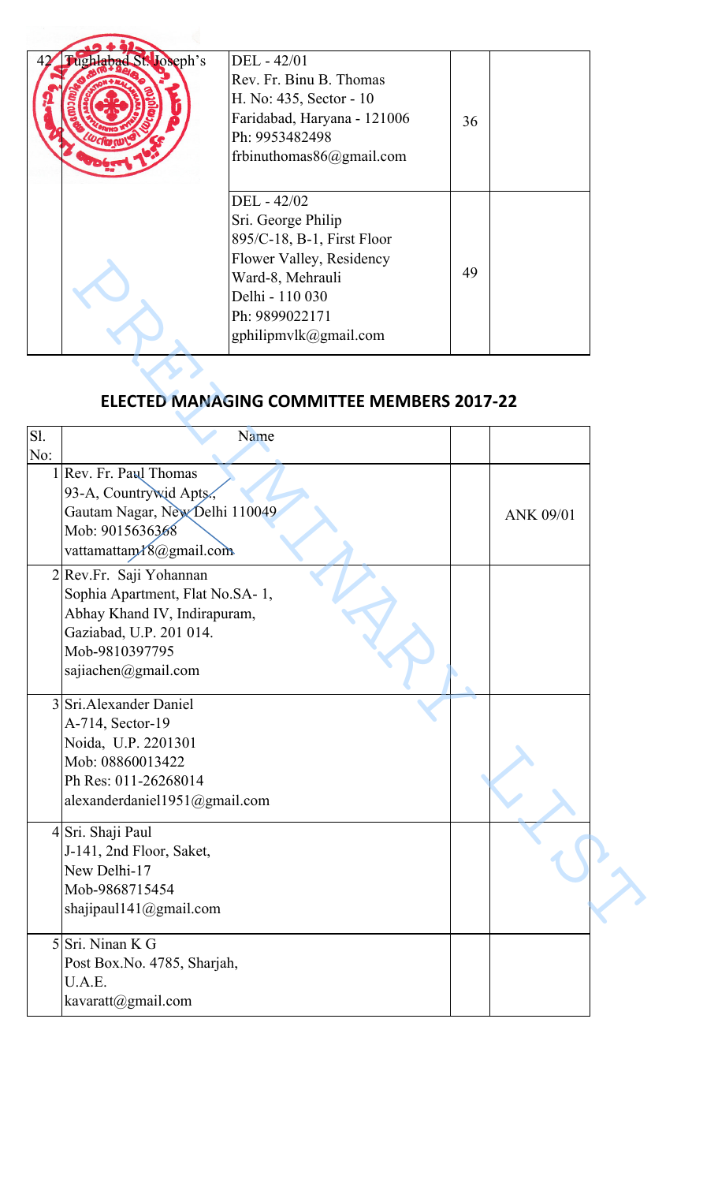| | | | | |
|---|---|---|---|---|
| 42 | Tughlabad St. Joseph's | DEL - 42/01<br>Rev. Fr. Binu B. Thomas<br>H. No: 435, Sector - 10<br>Faridabad, Haryana - 121006<br>Ph: 9953482498<br>frbinuthomas86@gmail.com | 36 | |
| | | DEL - 42/02<br>Sri. George Philip<br>895/C-18, B-1, First Floor<br>Flower Valley, Residency<br>Ward-8, Mehrauli<br>Delhi - 110 030<br>Ph: 9899022171<br>gphilipmvlk@gmail.com | 49 | |

## ELECTED MANAGING COMMITTEE MEMBERS 2017-22

| Sl. No: | Name | | |
|---|---|---|---|
| 1 | Rev. Fr. Paul Thomas<br>93-A, Countrywid Apts.,<br>Gautam Nagar, New Delhi 110049<br>Mob: 9015636368<br>vattamattam18@gmail.com | | ANK 09/01 |
| 2 | Rev.Fr. Saji Yohannan<br>Sophia Apartment, Flat No.SA- 1,<br>Abhay Khand IV, Indirapuram,<br>Gaziabad, U.P. 201 014.<br>Mob-9810397795<br>sajiachen@gmail.com | | |
| 3 | Sri.Alexander Daniel<br>A-714, Sector-19<br>Noida, U.P. 2201301<br>Mob: 08860013422<br>Ph Res: 011-26268014<br>alexanderdaniel1951@gmail.com | | |
| 4 | Sri. Shaji Paul<br>J-141, 2nd Floor, Saket,<br>New Delhi-17<br>Mob-9868715454<br>shajipaul141@gmail.com | | |
| 5 | Sri. Ninan K G<br>Post Box.No. 4785, Sharjah,<br>U.A.E.<br>kavaratt@gmail.com | | |